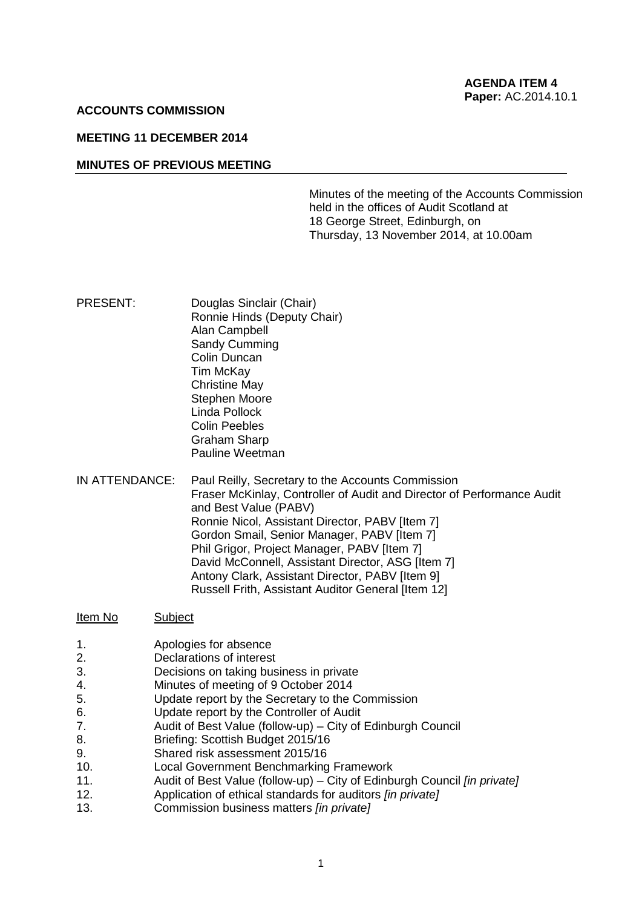**AGENDA ITEM 4**
**Paper:** AC.2014.10.1

**ACCOUNTS COMMISSION**

**MEETING 11 DECEMBER 2014**

**MINUTES OF PREVIOUS MEETING**

Minutes of the meeting of the Accounts Commission held in the offices of Audit Scotland at 18 George Street, Edinburgh, on Thursday, 13 November 2014, at 10.00am

PRESENT:
Douglas Sinclair (Chair)
Ronnie Hinds (Deputy Chair)
Alan Campbell
Sandy Cumming
Colin Duncan
Tim McKay
Christine May
Stephen Moore
Linda Pollock
Colin Peebles
Graham Sharp
Pauline Weetman

IN ATTENDANCE:
Paul Reilly, Secretary to the Accounts Commission
Fraser McKinlay, Controller of Audit and Director of Performance Audit and Best Value (PABV)
Ronnie Nicol, Assistant Director, PABV [Item 7]
Gordon Smail, Senior Manager, PABV [Item 7]
Phil Grigor, Project Manager, PABV [Item 7]
David McConnell, Assistant Director, ASG [Item 7]
Antony Clark, Assistant Director, PABV [Item 9]
Russell Frith, Assistant Auditor General [Item 12]

| Item No | Subject |
|---|---|
| 1. | Apologies for absence |
| 2. | Declarations of interest |
| 3. | Decisions on taking business in private |
| 4. | Minutes of meeting of 9 October 2014 |
| 5. | Update report by the Secretary to the Commission |
| 6. | Update report by the Controller of Audit |
| 7. | Audit of Best Value (follow-up) – City of Edinburgh Council |
| 8. | Briefing: Scottish Budget 2015/16 |
| 9. | Shared risk assessment 2015/16 |
| 10. | Local Government Benchmarking Framework |
| 11. | Audit of Best Value (follow-up) – City of Edinburgh Council *[in private]* |
| 12. | Application of ethical standards for auditors *[in private]* |
| 13. | Commission business matters *[in private]* |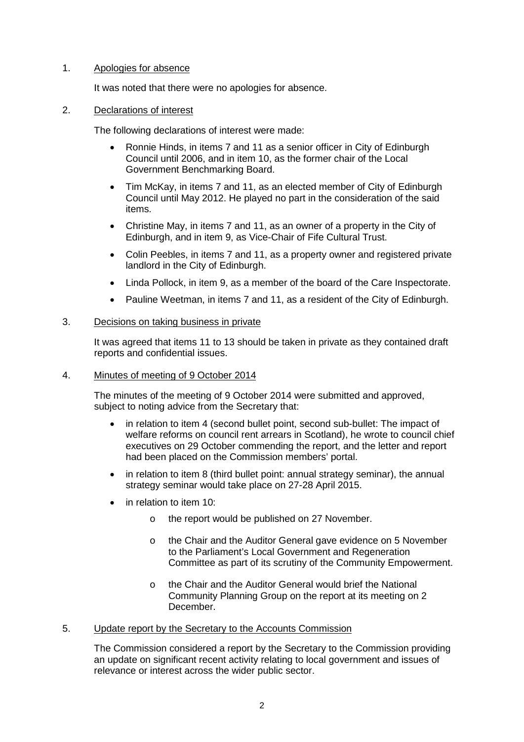1. Apologies for absence

   It was noted that there were no apologies for absence.

2. Declarations of interest

   The following declarations of interest were made:

   - Ronnie Hinds, in items 7 and 11 as a senior officer in City of Edinburgh Council until 2006, and in item 10, as the former chair of the Local Government Benchmarking Board.
   - Tim McKay, in items 7 and 11, as an elected member of City of Edinburgh Council until May 2012. He played no part in the consideration of the said items.
   - Christine May, in items 7 and 11, as an owner of a property in the City of Edinburgh, and in item 9, as Vice-Chair of Fife Cultural Trust.
   - Colin Peebles, in items 7 and 11, as a property owner and registered private landlord in the City of Edinburgh.
   - Linda Pollock, in item 9, as a member of the board of the Care Inspectorate.
   - Pauline Weetman, in items 7 and 11, as a resident of the City of Edinburgh.

3. Decisions on taking business in private

   It was agreed that items 11 to 13 should be taken in private as they contained draft reports and confidential issues.

4. Minutes of meeting of 9 October 2014

   The minutes of the meeting of 9 October 2014 were submitted and approved, subject to noting advice from the Secretary that:

   - in relation to item 4 (second bullet point, second sub-bullet: The impact of welfare reforms on council rent arrears in Scotland), he wrote to council chief executives on 29 October commending the report, and the letter and report had been placed on the Commission members' portal.
   - in relation to item 8 (third bullet point: annual strategy seminar), the annual strategy seminar would take place on 27-28 April 2015.
   - in relation to item 10:
     - the report would be published on 27 November.
     - the Chair and the Auditor General gave evidence on 5 November to the Parliament's Local Government and Regeneration Committee as part of its scrutiny of the Community Empowerment.
     - the Chair and the Auditor General would brief the National Community Planning Group on the report at its meeting on 2 December.

5. Update report by the Secretary to the Accounts Commission

   The Commission considered a report by the Secretary to the Commission providing an update on significant recent activity relating to local government and issues of relevance or interest across the wider public sector.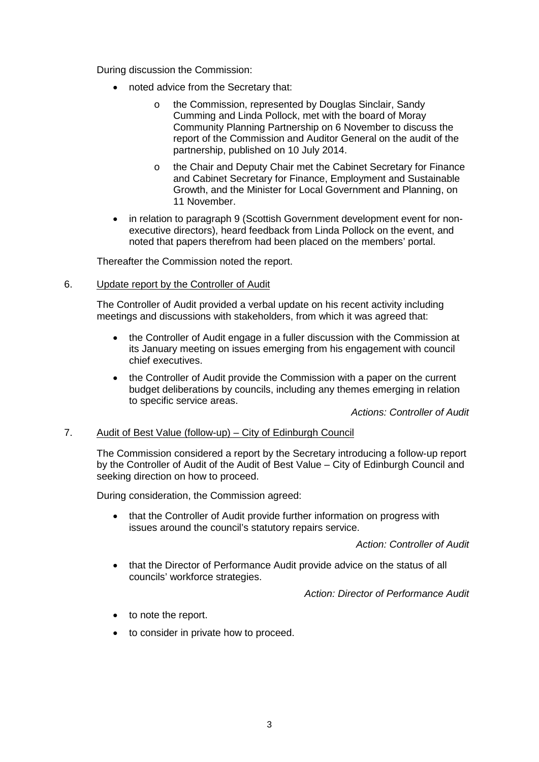During discussion the Commission:

- noted advice from the Secretary that:
    - the Commission, represented by Douglas Sinclair, Sandy Cumming and Linda Pollock, met with the board of Moray Community Planning Partnership on 6 November to discuss the report of the Commission and Auditor General on the audit of the partnership, published on 10 July 2014.
    - the Chair and Deputy Chair met the Cabinet Secretary for Finance and Cabinet Secretary for Finance, Employment and Sustainable Growth, and the Minister for Local Government and Planning, on 11 November.
- in relation to paragraph 9 (Scottish Government development event for non-executive directors), heard feedback from Linda Pollock on the event, and noted that papers therefrom had been placed on the members' portal.

Thereafter the Commission noted the report.

6. Update report by the Controller of Audit

The Controller of Audit provided a verbal update on his recent activity including meetings and discussions with stakeholders, from which it was agreed that:

- the Controller of Audit engage in a fuller discussion with the Commission at its January meeting on issues emerging from his engagement with council chief executives.
- the Controller of Audit provide the Commission with a paper on the current budget deliberations by councils, including any themes emerging in relation to specific service areas.

*Actions: Controller of Audit*

7. Audit of Best Value (follow-up) – City of Edinburgh Council

The Commission considered a report by the Secretary introducing a follow-up report by the Controller of Audit of the Audit of Best Value – City of Edinburgh Council and seeking direction on how to proceed.

During consideration, the Commission agreed:

- that the Controller of Audit provide further information on progress with issues around the council's statutory repairs service.

*Action: Controller of Audit*

- that the Director of Performance Audit provide advice on the status of all councils' workforce strategies.

*Action: Director of Performance Audit*

- to note the report.
- to consider in private how to proceed.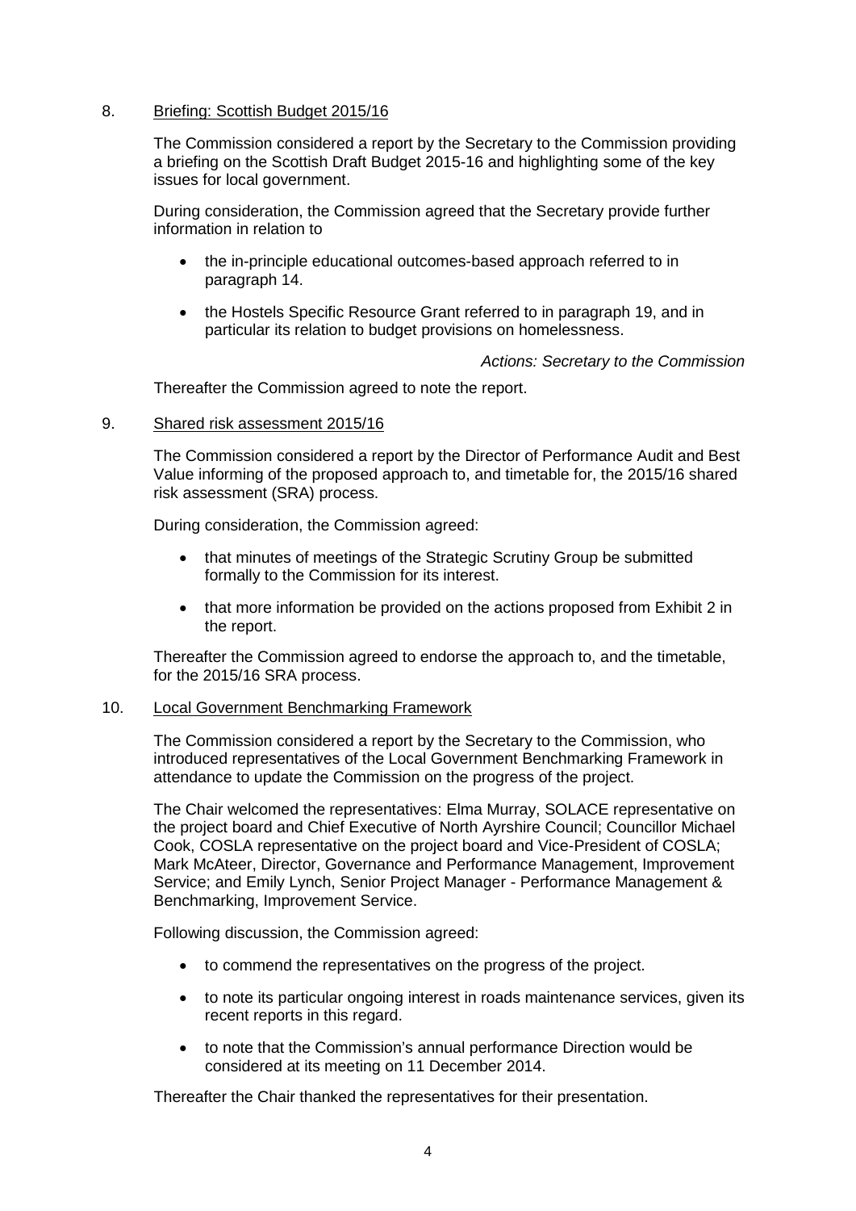8. <u>Briefing: Scottish Budget 2015/16</u>

The Commission considered a report by the Secretary to the Commission providing a briefing on the Scottish Draft Budget 2015-16 and highlighting some of the key issues for local government.

During consideration, the Commission agreed that the Secretary provide further information in relation to

- the in-principle educational outcomes-based approach referred to in paragraph 14.
- the Hostels Specific Resource Grant referred to in paragraph 19, and in particular its relation to budget provisions on homelessness.

*Actions: Secretary to the Commission*

Thereafter the Commission agreed to note the report.

9. <u>Shared risk assessment 2015/16</u>

The Commission considered a report by the Director of Performance Audit and Best Value informing of the proposed approach to, and timetable for, the 2015/16 shared risk assessment (SRA) process.

During consideration, the Commission agreed:

- that minutes of meetings of the Strategic Scrutiny Group be submitted formally to the Commission for its interest.
- that more information be provided on the actions proposed from Exhibit 2 in the report.

Thereafter the Commission agreed to endorse the approach to, and the timetable, for the 2015/16 SRA process.

10. <u>Local Government Benchmarking Framework</u>

The Commission considered a report by the Secretary to the Commission, who introduced representatives of the Local Government Benchmarking Framework in attendance to update the Commission on the progress of the project.

The Chair welcomed the representatives: Elma Murray, SOLACE representative on the project board and Chief Executive of North Ayrshire Council; Councillor Michael Cook, COSLA representative on the project board and Vice-President of COSLA; Mark McAteer, Director, Governance and Performance Management, Improvement Service; and Emily Lynch, Senior Project Manager - Performance Management & Benchmarking, Improvement Service.

Following discussion, the Commission agreed:

- to commend the representatives on the progress of the project.
- to note its particular ongoing interest in roads maintenance services, given its recent reports in this regard.
- to note that the Commission's annual performance Direction would be considered at its meeting on 11 December 2014.

Thereafter the Chair thanked the representatives for their presentation.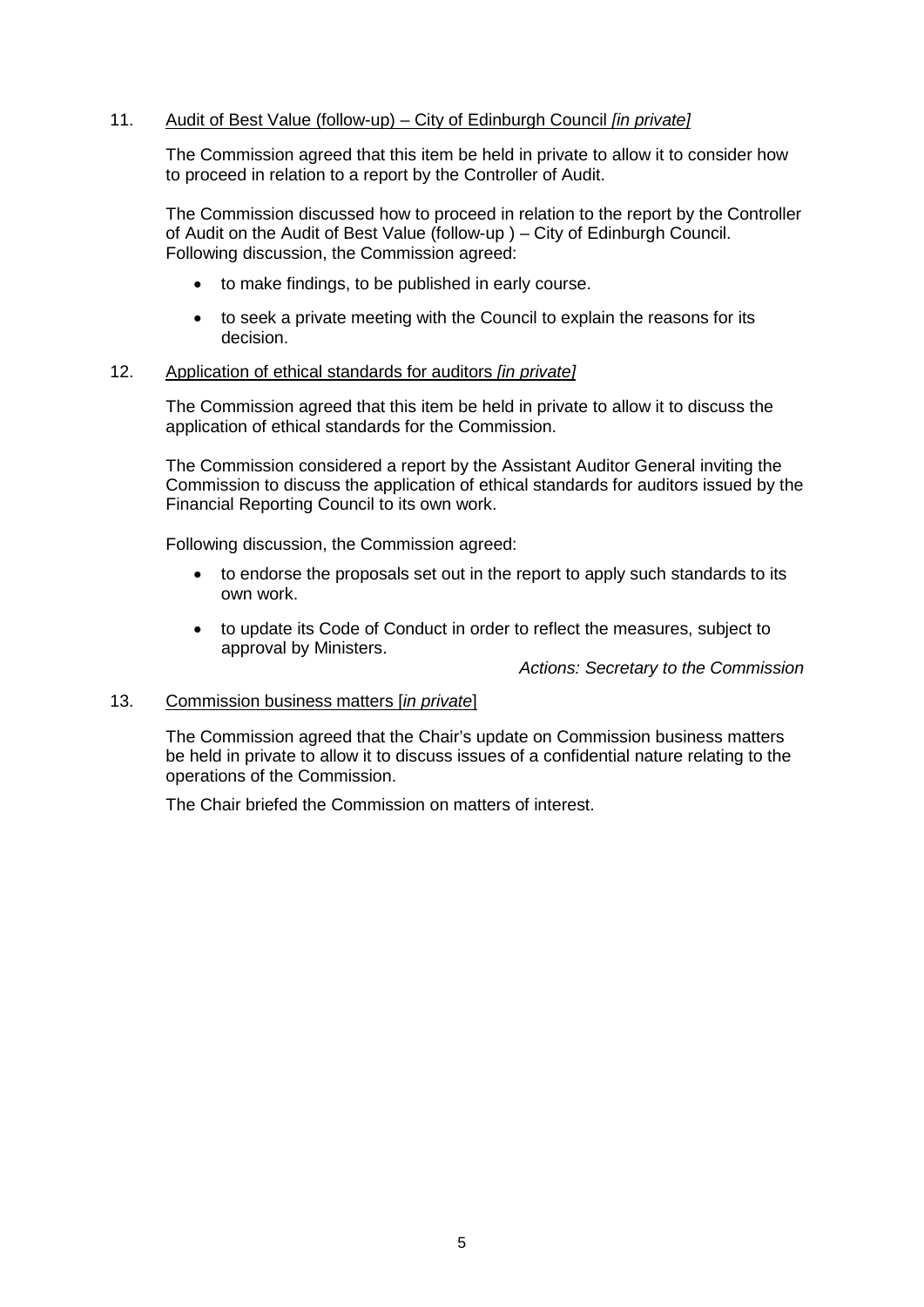11. Audit of Best Value (follow-up) – City of Edinburgh Council *[in private]*

The Commission agreed that this item be held in private to allow it to consider how to proceed in relation to a report by the Controller of Audit.

The Commission discussed how to proceed in relation to the report by the Controller of Audit on the Audit of Best Value (follow-up ) – City of Edinburgh Council. Following discussion, the Commission agreed:

- to make findings, to be published in early course.
- to seek a private meeting with the Council to explain the reasons for its decision.

12. Application of ethical standards for auditors *[in private]*

The Commission agreed that this item be held in private to allow it to discuss the application of ethical standards for the Commission.

The Commission considered a report by the Assistant Auditor General inviting the Commission to discuss the application of ethical standards for auditors issued by the Financial Reporting Council to its own work.

Following discussion, the Commission agreed:

- to endorse the proposals set out in the report to apply such standards to its own work.
- to update its Code of Conduct in order to reflect the measures, subject to approval by Ministers.

*Actions: Secretary to the Commission*

13. Commission business matters [*in private*]

The Commission agreed that the Chair's update on Commission business matters be held in private to allow it to discuss issues of a confidential nature relating to the operations of the Commission.

The Chair briefed the Commission on matters of interest.